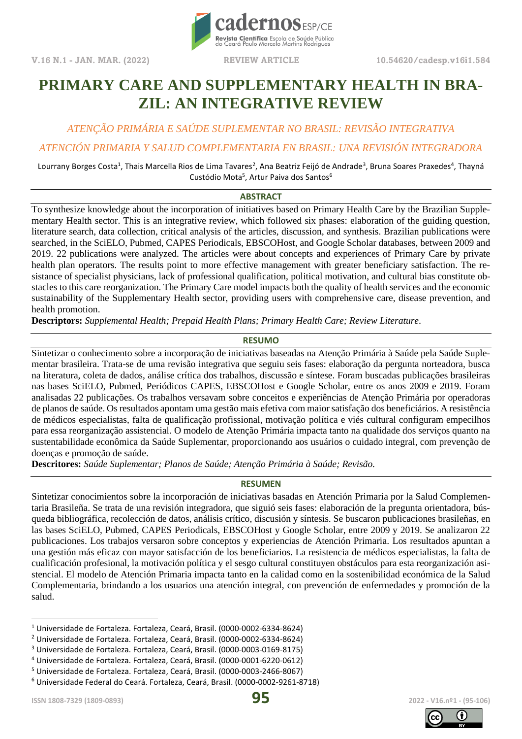# PRIMARY CARE AND SUPPLEMENTARY HEALTH IN BRAZIL: AN INTEGRATIVE REVIEW

*ATENÇÃO PRIMÁRIA E SAÚDE SUPLEMENTAR NO BRASIL: REVISÃO INTEGRATIVA*

*ATENCIÓN PRIMARIA Y SALUD COMPLEMENTARIA EN BRASIL: UNA REVISIÓN INTEGRADORA*

Lourrany Borges Costa[1], Thais Marcella Rios de Lima Tavares[2], Ana Beatriz Feijó de Andrade[3], Bruna Soares Praxedes[4], Thayná Custódio Mota[5], Artur Paiva dos Santos[6]

## ABSTRACT

To synthesize knowledge about the incorporation of initiatives based on Primary Health Care by the Brazilian Supplementary Health sector. This is an integrative review, which followed six phases: elaboration of the guiding question, literature search, data collection, critical analysis of the articles, discussion, and synthesis. Brazilian publications were searched, in the SciELO, Pubmed, CAPES Periodicals, EBSCOHost, and Google Scholar databases, between 2009 and 2019. 22 publications were analyzed. The articles were about concepts and experiences of Primary Care by private health plan operators. The results point to more effective management with greater beneficiary satisfaction. The resistance of specialist physicians, lack of professional qualification, political motivation, and cultural bias constitute obstacles to this care reorganization. The Primary Care model impacts both the quality of health services and the economic sustainability of the Supplementary Health sector, providing users with comprehensive care, disease prevention, and health promotion.

**Descriptors:** *Supplemental Health; Prepaid Health Plans; Primary Health Care; Review Literature*.

## RESUMO

Sintetizar o conhecimento sobre a incorporação de iniciativas baseadas na Atenção Primária à Saúde pela Saúde Suplementar brasileira. Trata-se de uma revisão integrativa que seguiu seis fases: elaboração da pergunta norteadora, busca na literatura, coleta de dados, análise crítica dos trabalhos, discussão e síntese. Foram buscadas publicações brasileiras nas bases SciELO, Pubmed, Periódicos CAPES, EBSCOHost e Google Scholar, entre os anos 2009 e 2019. Foram analisadas 22 publicações. Os trabalhos versavam sobre conceitos e experiências de Atenção Primária por operadoras de planos de saúde. Os resultados apontam uma gestão mais efetiva com maior satisfação dos beneficiários. A resistência de médicos especialistas, falta de qualificação profissional, motivação política e viés cultural configuram empecilhos para essa reorganização assistencial. O modelo de Atenção Primária impacta tanto na qualidade dos serviços quanto na sustentabilidade econômica da Saúde Suplementar, proporcionando aos usuários o cuidado integral, com prevenção de doenças e promoção de saúde.

**Descritores:** *Saúde Suplementar; Planos de Saúde; Atenção Primária à Saúde; Revisão.*

## RESUMEN

Sintetizar conocimientos sobre la incorporación de iniciativas basadas en Atención Primaria por la Salud Complementaria Brasileña. Se trata de una revisión integradora, que siguió seis fases: elaboración de la pregunta orientadora, búsqueda bibliográfica, recolección de datos, análisis crítico, discusión y síntesis. Se buscaron publicaciones brasileñas, en las bases SciELO, Pubmed, CAPES Periodicals, EBSCOHost y Google Scholar, entre 2009 y 2019. Se analizaron 22 publicaciones. Los trabajos versaron sobre conceptos y experiencias de Atención Primaria. Los resultados apuntan a una gestión más eficaz con mayor satisfacción de los beneficiarios. La resistencia de médicos especialistas, la falta de cualificación profesional, la motivación política y el sesgo cultural constituyen obstáculos para esta reorganización asistencial. El modelo de Atención Primaria impacta tanto en la calidad como en la sostenibilidad económica de la Salud Complementaria, brindando a los usuarios una atención integral, con prevención de enfermedades y promoción de la salud.

---

[1] Universidade de Fortaleza. Fortaleza, Ceará, Brasil. (0000-0002-6334-8624)
[2] Universidade de Fortaleza. Fortaleza, Ceará, Brasil. (0000-0002-6334-8624)
[3] Universidade de Fortaleza. Fortaleza, Ceará, Brasil. (0000-0003-0169-8175)
[4] Universidade de Fortaleza. Fortaleza, Ceará, Brasil. (0000-0001-6220-0612)
[5] Universidade de Fortaleza. Fortaleza, Ceará, Brasil. (0000-0003-2466-8067)
[6] Universidade Federal do Ceará. Fortaleza, Ceará, Brasil. (0000-0002-9261-8718)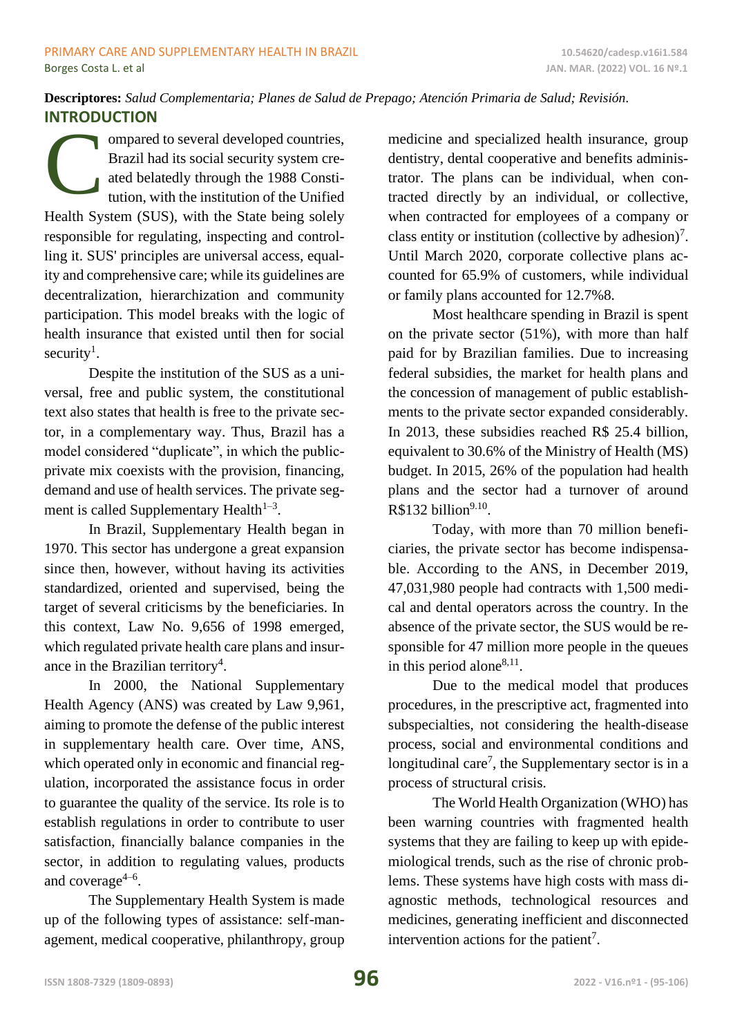**Descriptores:** *Salud Complementaria; Planes de Salud de Prepago; Atención Primaria de Salud; Revisión.*

## INTRODUCTION

Compared to several developed countries, Brazil had its social security system created belatedly through the 1988 Constitution, with the institution of the Unified Health System (SUS), with the State being solely responsible for regulating, inspecting and controlling it. SUS' principles are universal access, equality and comprehensive care; while its guidelines are decentralization, hierarchization and community participation. This model breaks with the logic of health insurance that existed until then for social security[1].

Despite the institution of the SUS as a universal, free and public system, the constitutional text also states that health is free to the private sector, in a complementary way. Thus, Brazil has a model considered "duplicate", in which the public-private mix coexists with the provision, financing, demand and use of health services. The private segment is called Supplementary Health[1–3].

In Brazil, Supplementary Health began in 1970. This sector has undergone a great expansion since then, however, without having its activities standardized, oriented and supervised, being the target of several criticisms by the beneficiaries. In this context, Law No. 9,656 of 1998 emerged, which regulated private health care plans and insurance in the Brazilian territory[4].

In 2000, the National Supplementary Health Agency (ANS) was created by Law 9,961, aiming to promote the defense of the public interest in supplementary health care. Over time, ANS, which operated only in economic and financial regulation, incorporated the assistance focus in order to guarantee the quality of the service. Its role is to establish regulations in order to contribute to user satisfaction, financially balance companies in the sector, in addition to regulating values, products and coverage[4–6].

The Supplementary Health System is made up of the following types of assistance: self-management, medical cooperative, philanthropy, group medicine and specialized health insurance, group dentistry, dental cooperative and benefits administrator. The plans can be individual, when contracted directly by an individual, or collective, when contracted for employees of a company or class entity or institution (collective by adhesion)[7]. Until March 2020, corporate collective plans accounted for 65.9% of customers, while individual or family plans accounted for 12.7%8.

Most healthcare spending in Brazil is spent on the private sector (51%), with more than half paid for by Brazilian families. Due to increasing federal subsidies, the market for health plans and the concession of management of public establishments to the private sector expanded considerably. In 2013, these subsidies reached R$ 25.4 billion, equivalent to 30.6% of the Ministry of Health (MS) budget. In 2015, 26% of the population had health plans and the sector had a turnover of around R$132 billion[9.10].

Today, with more than 70 million beneficiaries, the private sector has become indispensable. According to the ANS, in December 2019, 47,031,980 people had contracts with 1,500 medical and dental operators across the country. In the absence of the private sector, the SUS would be responsible for 47 million more people in the queues in this period alone[8,11].

Due to the medical model that produces procedures, in the prescriptive act, fragmented into subspecialties, not considering the health-disease process, social and environmental conditions and longitudinal care[7], the Supplementary sector is in a process of structural crisis.

The World Health Organization (WHO) has been warning countries with fragmented health systems that they are failing to keep up with epidemiological trends, such as the rise of chronic problems. These systems have high costs with mass diagnostic methods, technological resources and medicines, generating inefficient and disconnected intervention actions for the patient[7].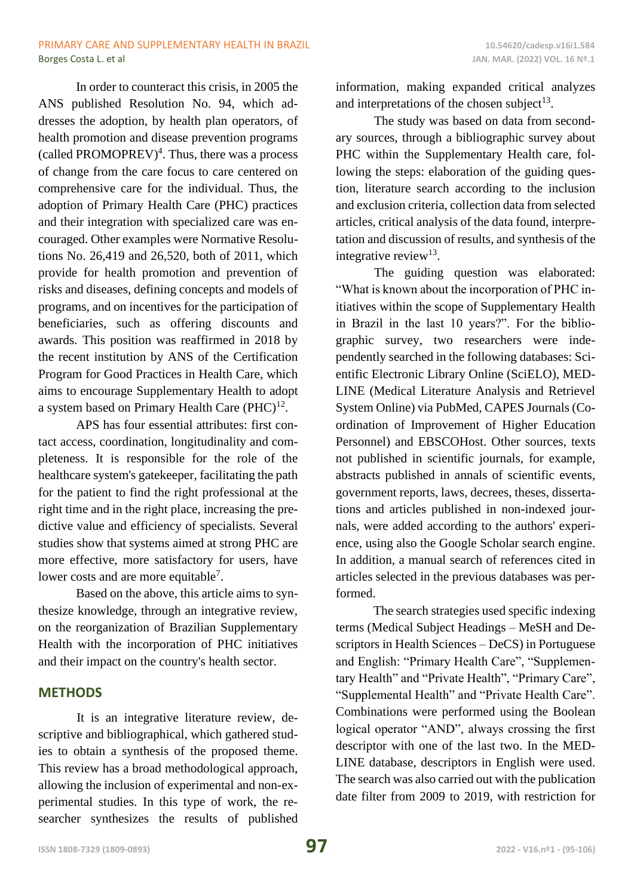In order to counteract this crisis, in 2005 the ANS published Resolution No. 94, which addresses the adoption, by health plan operators, of health promotion and disease prevention programs (called PROMOPREV)[4]. Thus, there was a process of change from the care focus to care centered on comprehensive care for the individual. Thus, the adoption of Primary Health Care (PHC) practices and their integration with specialized care was encouraged. Other examples were Normative Resolutions No. 26,419 and 26,520, both of 2011, which provide for health promotion and prevention of risks and diseases, defining concepts and models of programs, and on incentives for the participation of beneficiaries, such as offering discounts and awards. This position was reaffirmed in 2018 by the recent institution by ANS of the Certification Program for Good Practices in Health Care, which aims to encourage Supplementary Health to adopt a system based on Primary Health Care (PHC)[12].

APS has four essential attributes: first contact access, coordination, longitudinality and completeness. It is responsible for the role of the healthcare system's gatekeeper, facilitating the path for the patient to find the right professional at the right time and in the right place, increasing the predictive value and efficiency of specialists. Several studies show that systems aimed at strong PHC are more effective, more satisfactory for users, have lower costs and are more equitable[7].

Based on the above, this article aims to synthesize knowledge, through an integrative review, on the reorganization of Brazilian Supplementary Health with the incorporation of PHC initiatives and their impact on the country's health sector.

## METHODS

It is an integrative literature review, descriptive and bibliographical, which gathered studies to obtain a synthesis of the proposed theme. This review has a broad methodological approach, allowing the inclusion of experimental and non-experimental studies. In this type of work, the researcher synthesizes the results of published information, making expanded critical analyzes and interpretations of the chosen subject[13].

The study was based on data from secondary sources, through a bibliographic survey about PHC within the Supplementary Health care, following the steps: elaboration of the guiding question, literature search according to the inclusion and exclusion criteria, collection data from selected articles, critical analysis of the data found, interpretation and discussion of results, and synthesis of the integrative review[13].

The guiding question was elaborated: "What is known about the incorporation of PHC initiatives within the scope of Supplementary Health in Brazil in the last 10 years?". For the bibliographic survey, two researchers were independently searched in the following databases: Scientific Electronic Library Online (SciELO), MEDLINE (Medical Literature Analysis and Retrievel System Online) via PubMed, CAPES Journals (Coordination of Improvement of Higher Education Personnel) and EBSCOHost. Other sources, texts not published in scientific journals, for example, abstracts published in annals of scientific events, government reports, laws, decrees, theses, dissertations and articles published in non-indexed journals, were added according to the authors' experience, using also the Google Scholar search engine. In addition, a manual search of references cited in articles selected in the previous databases was performed.

The search strategies used specific indexing terms (Medical Subject Headings – MeSH and Descriptors in Health Sciences – DeCS) in Portuguese and English: "Primary Health Care", "Supplementary Health" and "Private Health", "Primary Care", "Supplemental Health" and "Private Health Care". Combinations were performed using the Boolean logical operator "AND", always crossing the first descriptor with one of the last two. In the MEDLINE database, descriptors in English were used. The search was also carried out with the publication date filter from 2009 to 2019, with restriction for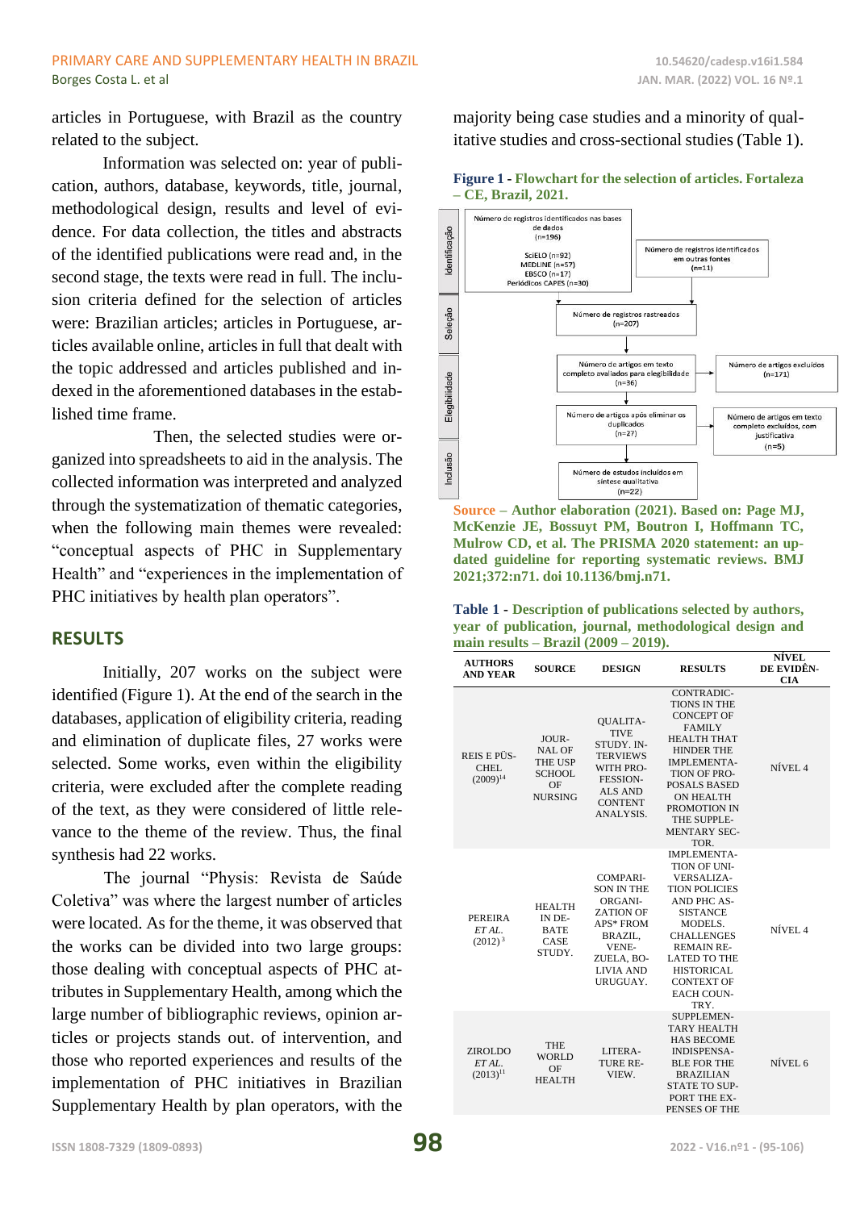articles in Portuguese, with Brazil as the country related to the subject.

Information was selected on: year of publication, authors, database, keywords, title, journal, methodological design, results and level of evidence. For data collection, the titles and abstracts of the identified publications were read and, in the second stage, the texts were read in full. The inclusion criteria defined for the selection of articles were: Brazilian articles; articles in Portuguese, articles available online, articles in full that dealt with the topic addressed and articles published and indexed in the aforementioned databases in the established time frame.

Then, the selected studies were organized into spreadsheets to aid in the analysis. The collected information was interpreted and analyzed through the systematization of thematic categories, when the following main themes were revealed: "conceptual aspects of PHC in Supplementary Health" and "experiences in the implementation of PHC initiatives by health plan operators".

## RESULTS

Initially, 207 works on the subject were identified (Figure 1). At the end of the search in the databases, application of eligibility criteria, reading and elimination of duplicate files, 27 works were selected. Some works, even within the eligibility criteria, were excluded after the complete reading of the text, as they were considered of little relevance to the theme of the review. Thus, the final synthesis had 22 works.

The journal "Physis: Revista de Saúde Coletiva" was where the largest number of articles were located. As for the theme, it was observed that the works can be divided into two large groups: those dealing with conceptual aspects of PHC attributes in Supplementary Health, among which the large number of bibliographic reviews, opinion articles or projects stands out. of intervention, and those who reported experiences and results of the implementation of PHC initiatives in Brazilian Supplementary Health by plan operators, with the majority being case studies and a minority of qualitative studies and cross-sectional studies (Table 1).

**Figure 1 - Flowchart for the selection of articles. Fortaleza – CE, Brazil, 2021.**

- Identificação: Número de registros identificados nas bases de dados (n=196): SciELO (n=92), MEDLINE (n=57), EBSCO (n=17), Periódicos CAPES (n=30); Número de registros identificados em outras fontes (n=11)
- Seleção: Número de registros rastreados (n=207)
- Elegibilidade: Número de artigos em texto completo avaliados para elegibilidade (n=36) → Número de artigos excluídos (n=171); Número de artigos após eliminar os duplicados (n=27) → Número de artigos em texto completo excluídos, com justificativa (n=5)
- Inclusão: Número de estudos incluídos em síntese qualitativa (n=22)

Source – Author elaboration (2021). Based on: Page MJ, McKenzie JE, Bossuyt PM, Boutron I, Hoffmann TC, Mulrow CD, et al. The PRISMA 2020 statement: an updated guideline for reporting systematic reviews. BMJ 2021;372:n71. doi 10.1136/bmj.n71.

**Table 1 - Description of publications selected by authors, year of publication, journal, methodological design and main results – Brazil (2009 – 2019).**

| AUTHORS AND YEAR | SOURCE | DESIGN | RESULTS | NÍVEL DE EVIDÊNCIA |
|---|---|---|---|---|
| REIS E PÜSCHEL (2009)[14] | JOURNAL OF THE USP SCHOOL OF NURSING | QUALITATIVE STUDY. INTERVIEWS WITH PROFESSIONALS AND CONTENT ANALYSIS. | CONTRADICTIONS IN THE CONCEPT OF FAMILY HEALTH THAT HINDER THE IMPLEMENTATION OF PROPOSALS BASED ON HEALTH PROMOTION IN THE SUPPLEMENTARY SECTOR. | NÍVEL 4 |
| PEREIRA *ET AL.* (2012)[3] | HEALTH IN DEBATE CASE STUDY. | COMPARISON IN THE ORGANIZATION OF APS* FROM BRAZIL, VENEZUELA, BOLIVIA AND URUGUAY. | IMPLEMENTATION OF UNIVERSALIZATION POLICIES AND PHC ASSISTANCE MODELS. CHALLENGES REMAIN RELATED TO THE HISTORICAL CONTEXT OF EACH COUNTRY. | NÍVEL 4 |
| ZIROLDO *ET AL.* (2013)[11] | THE WORLD OF HEALTH | LITERATURE REVIEW. | SUPPLEMENTARY HEALTH HAS BECOME INDISPENSABLE FOR THE BRAZILIAN STATE TO SUPPORT THE EXPENSES OF THE | NÍVEL 6 |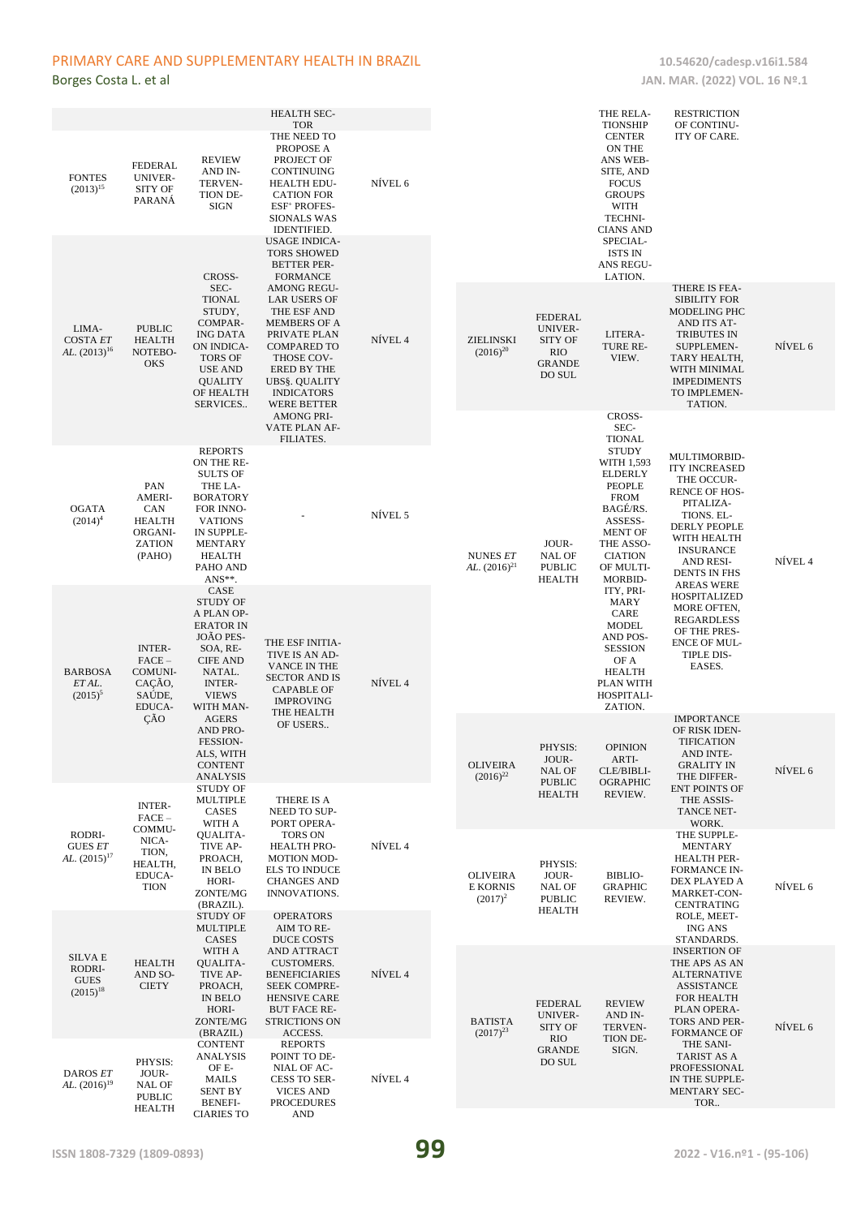| | | | HEALTH SECTOR | |
|---|---|---|---|---|
| FONTES (2013)[15] | FEDERAL UNIVERSITY OF PARANÁ | REVIEW AND INTERVENTION DESIGN | THE NEED TO PROPOSE A PROJECT OF CONTINUING HEALTH EDUCATION FOR ESF* PROFESSIONALS WAS IDENTIFIED. | NÍVEL 6 |
| LIMA-COSTA *ET AL.* (2013)[16] | PUBLIC HEALTH NOTEBOOKS | CROSS-SECTIONAL STUDY, COMPARING DATA ON INDICATORS OF USE AND QUALITY OF HEALTH SERVICES.. | USAGE INDICATORS SHOWED BETTER PERFORMANCE AMONG REGULAR USERS OF THE ESF AND MEMBERS OF A PRIVATE PLAN COMPARED TO THOSE COVERED BY THE UBS§. QUALITY INDICATORS WERE BETTER AMONG PRIVATE PLAN AFFILIATES. | NÍVEL 4 |
| OGATA (2014)[4] | PAN AMERICAN HEALTH ORGANIZATION (PAHO) | REPORTS ON THE RESULTS OF THE LABORATORY FOR INNOVATIONS IN SUPPLEMENTARY HEALTH PAHO AND ANS**. | - | NÍVEL 5 |
| BARBOSA *ET AL.* (2015)[5] | INTERFACE – COMUNICAÇÃO, SAÚDE, EDUCAÇÃO | CASE STUDY OF A PLAN OPERATOR IN JOÃO PESSOA, RECIFE AND NATAL. INTERVIEWS WITH MANAGERS AND PROFESSIONALS, WITH CONTENT ANALYSIS | THE ESF INITIATIVE IS AN ADVANCE IN THE SECTOR AND IS CAPABLE OF IMPROVING THE HEALTH OF USERS.. | NÍVEL 4 |
| RODRIGUES *ET AL.* (2015)[17] | INTERFACE – COMMUNICATION, HEALTH, EDUCATION | STUDY OF MULTIPLE CASES WITH A QUALITATIVE APPROACH, IN BELO HORIZONTE/MG (BRAZIL). | THERE IS A NEED TO SUPPORT OPERATORS ON HEALTH PROMOTION MODELS TO INDUCE CHANGES AND INNOVATIONS. | NÍVEL 4 |
| SILVA E RODRIGUES (2015)[18] | HEALTH AND SOCIETY | STUDY OF MULTIPLE CASES WITH A QUALITATIVE APPROACH, IN BELO HORIZONTE/MG (BRAZIL) | OPERATORS AIM TO REDUCE COSTS AND ATTRACT CUSTOMERS. BENEFICIARIES SEEK COMPREHENSIVE CARE BUT FACE RESTRICTIONS ON ACCESS. | NÍVEL 4 |
| DAROS *ET AL.* (2016)[19] | PHYSIS: JOURNAL OF PUBLIC HEALTH | CONTENT ANALYSIS OF E-MAILS SENT BY BENEFICIARIES TO THE RELATIONSHIP CENTER ON THE ANS WEBSITE, AND FOCUS GROUPS WITH TECHNICIANS AND SPECIALISTS IN ANS REGULATION. | REPORTS POINT TO DENIAL OF ACCESS TO SERVICES AND PROCEDURES AND RESTRICTION OF CONTINUITY OF CARE. | NÍVEL 4 |
| ZIELINSKI (2016)[20] | FEDERAL UNIVERSITY OF RIO GRANDE DO SUL | LITERATURE REVIEW. | THERE IS FEASIBILITY FOR MODELING PHC AND ITS ATTRIBUTES IN SUPPLEMENTARY HEALTH, WITH MINIMAL IMPEDIMENTS TO IMPLEMENTATION. | NÍVEL 6 |
| NUNES *ET AL.* (2016)[21] | JOURNAL OF PUBLIC HEALTH | CROSS-SECTIONAL STUDY WITH 1,593 ELDERLY PEOPLE FROM BAGÉ/RS. ASSESSMENT OF THE ASSOCIATION OF MULTIMORBIDITY, PRIMARY CARE MODEL AND POSSESSION OF A HEALTH PLAN WITH HOSPITALIZATION. | MULTIMORBIDITY INCREASED THE OCCURRENCE OF HOSPITALIZATIONS. ELDERLY PEOPLE WITH HEALTH INSURANCE AND RESIDENTS IN FHS AREAS WERE HOSPITALIZED MORE OFTEN, REGARDLESS OF THE PRESENCE OF MULTIPLE DISEASES. | NÍVEL 4 |
| OLIVEIRA (2016)[22] | PHYSIS: JOURNAL OF PUBLIC HEALTH | OPINION ARTICLE/BIBLIOGRAPHY REVIEW. | IMPORTANCE OF RISK IDENTIFICATION AND INTEGRALITY IN THE DIFFERENT POINTS OF THE ASSISTANCE NETWORK. | NÍVEL 6 |
| OLIVEIRA E KORNIS (2017)[2] | PHYSIS: JOURNAL OF PUBLIC HEALTH | BIBLIOGRAPHIC REVIEW. | THE SUPPLEMENTARY HEALTH PERFORMANCE INDEX PLAYED A MARKET-CONCENTRATING ROLE, MEETING ANS STANDARDS. | NÍVEL 6 |
| BATISTA (2017)[23] | FEDERAL UNIVERSITY OF RIO GRANDE DO SUL | REVIEW AND INTERVENTION DESIGN. | INSERTION OF THE APS AS AN ALTERNATIVE ASSISTANCE FOR HEALTH PLAN OPERATORS AND PERFORMANCE OF THE SANITARIST AS A PROFESSIONAL IN THE SUPPLEMENTARY SECTOR.. | NÍVEL 6 |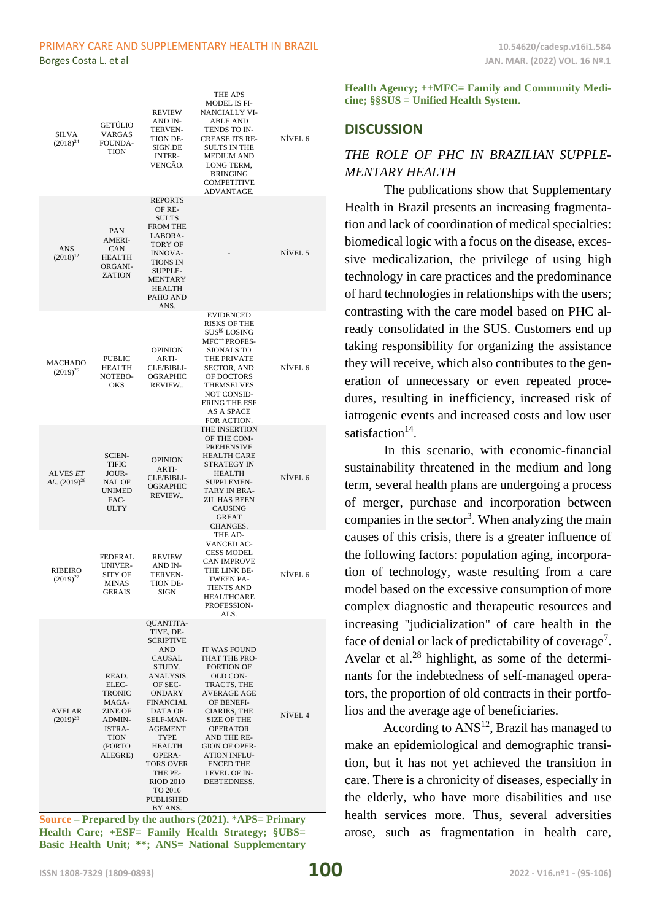| | | | | |
|---|---|---|---|---|
| SILVA (2018)[24] | GETÚLIO VARGAS FOUNDATION | REVIEW AND INTERVENTION DESIGN.DE INTERVENÇÃO. | THE APS MODEL IS FINANCIALLY VIABLE AND TENDS TO INCREASE ITS RESULTS IN THE MEDIUM AND LONG TERM, BRINGING COMPETITIVE ADVANTAGE. | NÍVEL 6 |
| ANS (2018)[12] | PAN AMERICAN HEALTH ORGANIZATION | REPORTS OF RESULTS FROM THE LABORATORY OF INNOVATIONS IN SUPPLEMENTARY HEALTH PAHO AND ANS. | - | NÍVEL 5 |
| MACHADO (2019)[25] | PUBLIC HEALTH NOTEBOOKS | OPINION ARTICLE/BIBLIOGRAPHIC REVIEW.. | EVIDENCED RISKS OF THE SUS[§§] LOSING MFC[++] PROFESSIONALS TO THE PRIVATE SECTOR, AND OF DOCTORS THEMSELVES NOT CONSIDERING THE ESF AS A SPACE FOR ACTION. | NÍVEL 6 |
| ALVES *ET AL.* (2019)[26] | SCIENTIFIC JOURNAL OF UNIMED FACULTY | OPINION ARTICLE/BIBLIOGRAPHIC REVIEW.. | THE INSERTION OF THE COMPREHENSIVE HEALTH CARE STRATEGY IN HEALTH SUPPLEMENTARY IN BRAZIL HAS BEEN CAUSING GREAT CHANGES. | NÍVEL 6 |
| RIBEIRO (2019)[27] | FEDERAL UNIVERSITY OF MINAS GERAIS | REVIEW AND INTERVENTION DESIGN | THE ADVANCED ACCESS MODEL CAN IMPROVE THE LINK BETWEEN PATIENTS AND HEALTHCARE PROFESSIONALS. | NÍVEL 6 |
| AVELAR (2019)[28] | READ. ELECTRONIC MAGAZINE OF ADMINISTRATION (PORTO ALEGRE) | QUANTITATIVE, DESCRIPTIVE AND CAUSAL STUDY. ANALYSIS OF SECONDARY FINANCIAL DATA OF SELF-MANAGEMENT TYPE HEALTH OPERATORS OVER THE PERIOD 2010 TO 2016 PUBLISHED BY ANS. | IT WAS FOUND THAT THE PROPORTION OF OLD CONTRACTS, THE AVERAGE AGE OF BENEFICIARIES, THE SIZE OF THE OPERATOR AND THE REGION OF OPERATION INFLUENCED THE LEVEL OF INDEBTEDNESS. | NÍVEL 4 |

**Source – Prepared by the authors (2021). *APS= Primary Health Care; +ESF= Family Health Strategy; §UBS= Basic Health Unit; **; ANS= National Supplementary Health Agency; ++MFC= Family and Community Medicine; §§SUS = Unified Health System.**

## DISCUSSION

### *THE ROLE OF PHC IN BRAZILIAN SUPPLEMENTARY HEALTH*

The publications show that Supplementary Health in Brazil presents an increasing fragmentation and lack of coordination of medical specialties: biomedical logic with a focus on the disease, excessive medicalization, the privilege of using high technology in care practices and the predominance of hard technologies in relationships with the users; contrasting with the care model based on PHC already consolidated in the SUS. Customers end up taking responsibility for organizing the assistance they will receive, which also contributes to the generation of unnecessary or even repeated procedures, resulting in inefficiency, increased risk of iatrogenic events and increased costs and low user satisfaction[14].

In this scenario, with economic-financial sustainability threatened in the medium and long term, several health plans are undergoing a process of merger, purchase and incorporation between companies in the sector[3]. When analyzing the main causes of this crisis, there is a greater influence of the following factors: population aging, incorporation of technology, waste resulting from a care model based on the excessive consumption of more complex diagnostic and therapeutic resources and increasing "judicialization" of care health in the face of denial or lack of predictability of coverage[7]. Avelar et al.[28] highlight, as some of the determinants for the indebtedness of self-managed operators, the proportion of old contracts in their portfolios and the average age of beneficiaries.

According to ANS[12], Brazil has managed to make an epidemiological and demographic transition, but it has not yet achieved the transition in care. There is a chronicity of diseases, especially in the elderly, who have more disabilities and use health services more. Thus, several adversities arose, such as fragmentation in health care,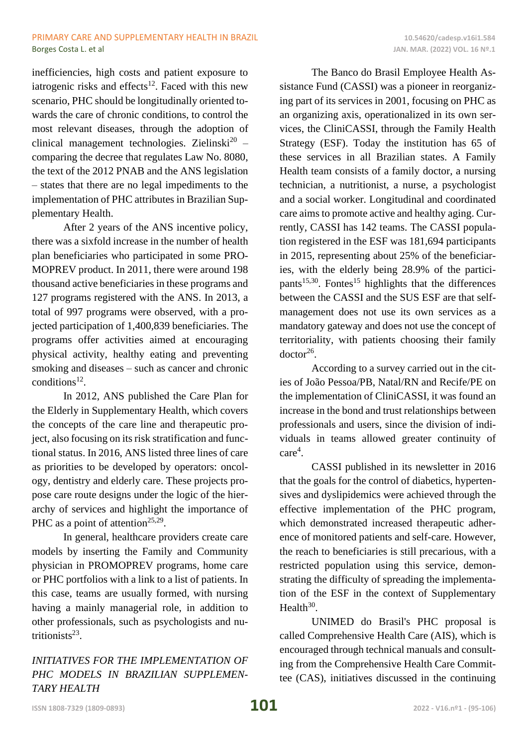inefficiencies, high costs and patient exposure to iatrogenic risks and effects[12]. Faced with this new scenario, PHC should be longitudinally oriented towards the care of chronic conditions, to control the most relevant diseases, through the adoption of clinical management technologies. Zielinski[20] – comparing the decree that regulates Law No. 8080, the text of the 2012 PNAB and the ANS legislation – states that there are no legal impediments to the implementation of PHC attributes in Brazilian Supplementary Health.

After 2 years of the ANS incentive policy, there was a sixfold increase in the number of health plan beneficiaries who participated in some PROMOPREV product. In 2011, there were around 198 thousand active beneficiaries in these programs and 127 programs registered with the ANS. In 2013, a total of 997 programs were observed, with a projected participation of 1,400,839 beneficiaries. The programs offer activities aimed at encouraging physical activity, healthy eating and preventing smoking and diseases – such as cancer and chronic conditions[12].

In 2012, ANS published the Care Plan for the Elderly in Supplementary Health, which covers the concepts of the care line and therapeutic project, also focusing on its risk stratification and functional status. In 2016, ANS listed three lines of care as priorities to be developed by operators: oncology, dentistry and elderly care. These projects propose care route designs under the logic of the hierarchy of services and highlight the importance of PHC as a point of attention[25,29].

In general, healthcare providers create care models by inserting the Family and Community physician in PROMOPREV programs, home care or PHC portfolios with a link to a list of patients. In this case, teams are usually formed, with nursing having a mainly managerial role, in addition to other professionals, such as psychologists and nutritionists[23].

## *INITIATIVES FOR THE IMPLEMENTATION OF PHC MODELS IN BRAZILIAN SUPPLEMENTARY HEALTH*

The Banco do Brasil Employee Health Assistance Fund (CASSI) was a pioneer in reorganizing part of its services in 2001, focusing on PHC as an organizing axis, operationalized in its own services, the CliniCASSI, through the Family Health Strategy (ESF). Today the institution has 65 of these services in all Brazilian states. A Family Health team consists of a family doctor, a nursing technician, a nutritionist, a nurse, a psychologist and a social worker. Longitudinal and coordinated care aims to promote active and healthy aging. Currently, CASSI has 142 teams. The CASSI population registered in the ESF was 181,694 participants in 2015, representing about 25% of the beneficiaries, with the elderly being 28.9% of the participants[15,30]. Fontes[15] highlights that the differences between the CASSI and the SUS ESF are that self-management does not use its own services as a mandatory gateway and does not use the concept of territoriality, with patients choosing their family doctor[26].

According to a survey carried out in the cities of João Pessoa/PB, Natal/RN and Recife/PE on the implementation of CliniCASSI, it was found an increase in the bond and trust relationships between professionals and users, since the division of individuals in teams allowed greater continuity of care[4].

CASSI published in its newsletter in 2016 that the goals for the control of diabetics, hypertensives and dyslipidemics were achieved through the effective implementation of the PHC program, which demonstrated increased therapeutic adherence of monitored patients and self-care. However, the reach to beneficiaries is still precarious, with a restricted population using this service, demonstrating the difficulty of spreading the implementation of the ESF in the context of Supplementary Health[30].

UNIMED do Brasil's PHC proposal is called Comprehensive Health Care (AIS), which is encouraged through technical manuals and consulting from the Comprehensive Health Care Committee (CAS), initiatives discussed in the continuing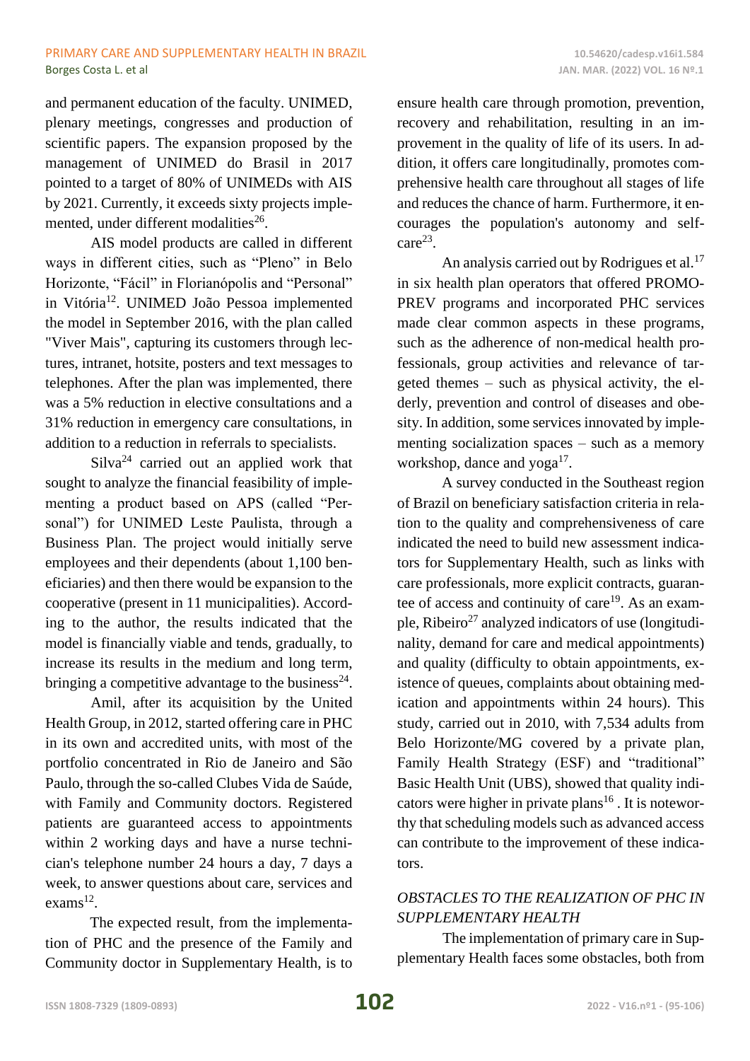and permanent education of the faculty. UNIMED, plenary meetings, congresses and production of scientific papers. The expansion proposed by the management of UNIMED do Brasil in 2017 pointed to a target of 80% of UNIMEDs with AIS by 2021. Currently, it exceeds sixty projects implemented, under different modalities[26].

AIS model products are called in different ways in different cities, such as "Pleno" in Belo Horizonte, "Fácil" in Florianópolis and "Personal" in Vitória[12]. UNIMED João Pessoa implemented the model in September 2016, with the plan called "Viver Mais", capturing its customers through lectures, intranet, hotsite, posters and text messages to telephones. After the plan was implemented, there was a 5% reduction in elective consultations and a 31% reduction in emergency care consultations, in addition to a reduction in referrals to specialists.

Silva[24] carried out an applied work that sought to analyze the financial feasibility of implementing a product based on APS (called "Personal") for UNIMED Leste Paulista, through a Business Plan. The project would initially serve employees and their dependents (about 1,100 beneficiaries) and then there would be expansion to the cooperative (present in 11 municipalities). According to the author, the results indicated that the model is financially viable and tends, gradually, to increase its results in the medium and long term, bringing a competitive advantage to the business[24].

Amil, after its acquisition by the United Health Group, in 2012, started offering care in PHC in its own and accredited units, with most of the portfolio concentrated in Rio de Janeiro and São Paulo, through the so-called Clubes Vida de Saúde, with Family and Community doctors. Registered patients are guaranteed access to appointments within 2 working days and have a nurse technician's telephone number 24 hours a day, 7 days a week, to answer questions about care, services and exams[12].

The expected result, from the implementation of PHC and the presence of the Family and Community doctor in Supplementary Health, is to ensure health care through promotion, prevention, recovery and rehabilitation, resulting in an improvement in the quality of life of its users. In addition, it offers care longitudinally, promotes comprehensive health care throughout all stages of life and reduces the chance of harm. Furthermore, it encourages the population's autonomy and self-care[23].

An analysis carried out by Rodrigues et al.[17] in six health plan operators that offered PROMO-PREV programs and incorporated PHC services made clear common aspects in these programs, such as the adherence of non-medical health professionals, group activities and relevance of targeted themes – such as physical activity, the elderly, prevention and control of diseases and obesity. In addition, some services innovated by implementing socialization spaces – such as a memory workshop, dance and yoga[17].

A survey conducted in the Southeast region of Brazil on beneficiary satisfaction criteria in relation to the quality and comprehensiveness of care indicated the need to build new assessment indicators for Supplementary Health, such as links with care professionals, more explicit contracts, guarantee of access and continuity of care[19]. As an example, Ribeiro[27] analyzed indicators of use (longitudinality, demand for care and medical appointments) and quality (difficulty to obtain appointments, existence of queues, complaints about obtaining medication and appointments within 24 hours). This study, carried out in 2010, with 7,534 adults from Belo Horizonte/MG covered by a private plan, Family Health Strategy (ESF) and "traditional" Basic Health Unit (UBS), showed that quality indicators were higher in private plans[16] . It is noteworthy that scheduling models such as advanced access can contribute to the improvement of these indicators.

*OBSTACLES TO THE REALIZATION OF PHC IN SUPPLEMENTARY HEALTH*

The implementation of primary care in Supplementary Health faces some obstacles, both from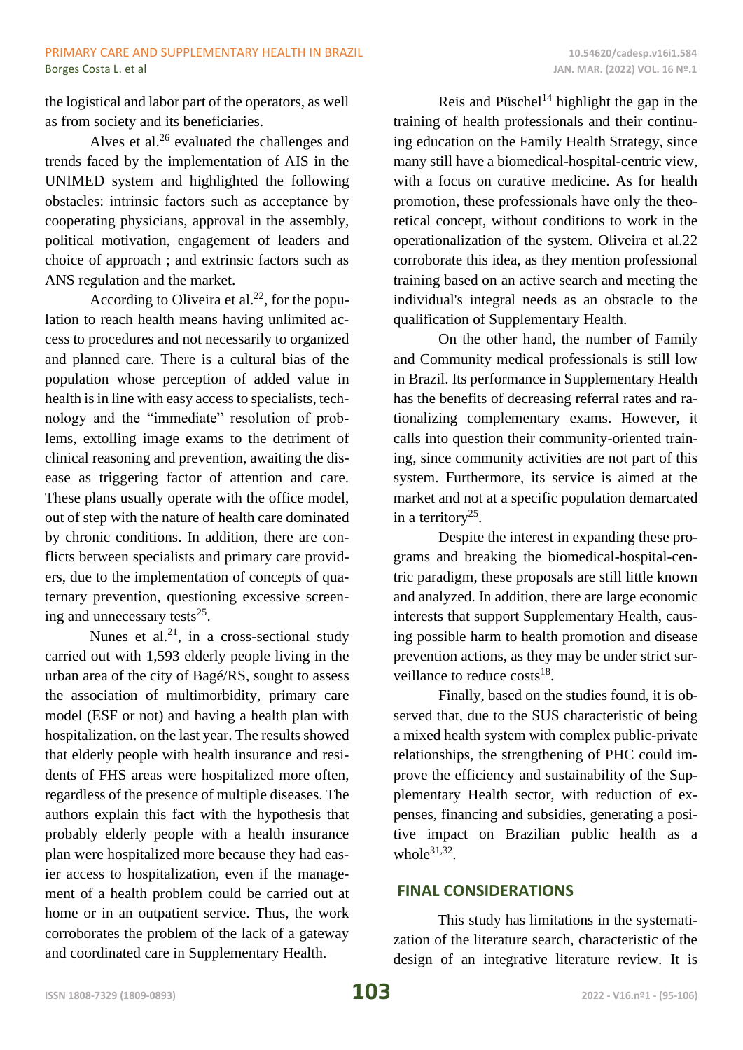the logistical and labor part of the operators, as well as from society and its beneficiaries.

Alves et al.[26] evaluated the challenges and trends faced by the implementation of AIS in the UNIMED system and highlighted the following obstacles: intrinsic factors such as acceptance by cooperating physicians, approval in the assembly, political motivation, engagement of leaders and choice of approach ; and extrinsic factors such as ANS regulation and the market.

According to Oliveira et al.[22], for the population to reach health means having unlimited access to procedures and not necessarily to organized and planned care. There is a cultural bias of the population whose perception of added value in health is in line with easy access to specialists, technology and the “immediate” resolution of problems, extolling image exams to the detriment of clinical reasoning and prevention, awaiting the disease as triggering factor of attention and care. These plans usually operate with the office model, out of step with the nature of health care dominated by chronic conditions. In addition, there are conflicts between specialists and primary care providers, due to the implementation of concepts of quaternary prevention, questioning excessive screening and unnecessary tests[25].

Nunes et al.[21], in a cross-sectional study carried out with 1,593 elderly people living in the urban area of the city of Bagé/RS, sought to assess the association of multimorbidity, primary care model (ESF or not) and having a health plan with hospitalization. on the last year. The results showed that elderly people with health insurance and residents of FHS areas were hospitalized more often, regardless of the presence of multiple diseases. The authors explain this fact with the hypothesis that probably elderly people with a health insurance plan were hospitalized more because they had easier access to hospitalization, even if the management of a health problem could be carried out at home or in an outpatient service. Thus, the work corroborates the problem of the lack of a gateway and coordinated care in Supplementary Health.

Reis and Püschel[14] highlight the gap in the training of health professionals and their continuing education on the Family Health Strategy, since many still have a biomedical-hospital-centric view, with a focus on curative medicine. As for health promotion, these professionals have only the theoretical concept, without conditions to work in the operationalization of the system. Oliveira et al.22 corroborate this idea, as they mention professional training based on an active search and meeting the individual's integral needs as an obstacle to the qualification of Supplementary Health.

On the other hand, the number of Family and Community medical professionals is still low in Brazil. Its performance in Supplementary Health has the benefits of decreasing referral rates and rationalizing complementary exams. However, it calls into question their community-oriented training, since community activities are not part of this system. Furthermore, its service is aimed at the market and not at a specific population demarcated in a territory[25].

Despite the interest in expanding these programs and breaking the biomedical-hospital-centric paradigm, these proposals are still little known and analyzed. In addition, there are large economic interests that support Supplementary Health, causing possible harm to health promotion and disease prevention actions, as they may be under strict surveillance to reduce costs[18].

Finally, based on the studies found, it is observed that, due to the SUS characteristic of being a mixed health system with complex public-private relationships, the strengthening of PHC could improve the efficiency and sustainability of the Supplementary Health sector, with reduction of expenses, financing and subsidies, generating a positive impact on Brazilian public health as a whole[31,32].

## FINAL CONSIDERATIONS

This study has limitations in the systematization of the literature search, characteristic of the design of an integrative literature review. It is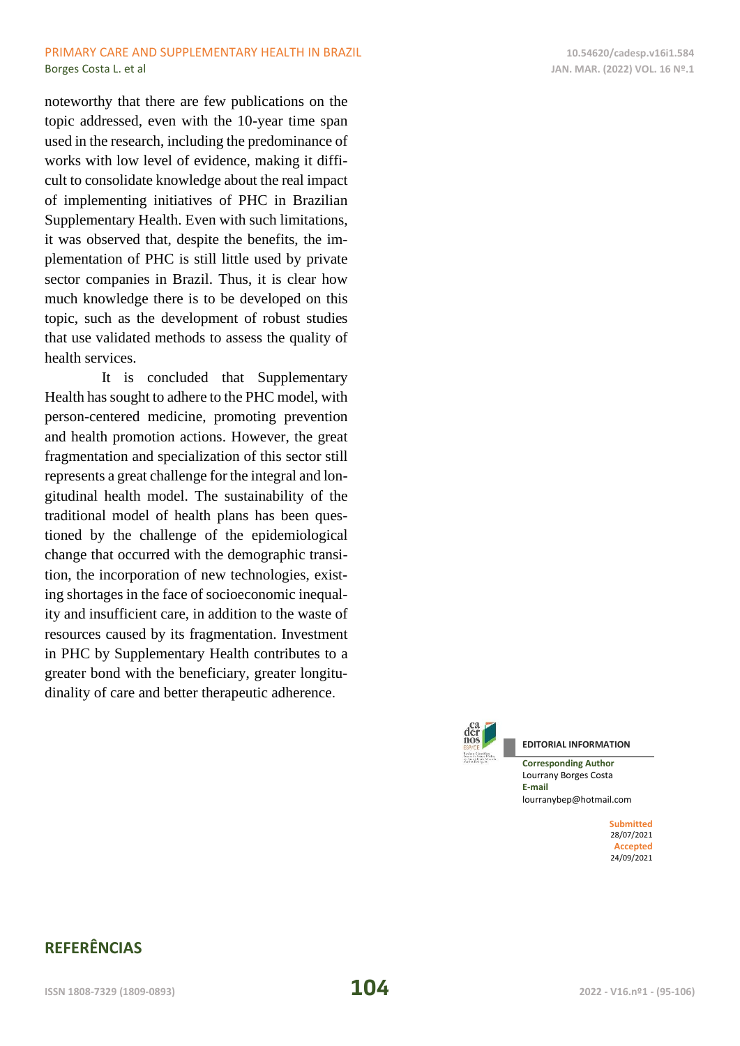noteworthy that there are few publications on the topic addressed, even with the 10-year time span used in the research, including the predominance of works with low level of evidence, making it difficult to consolidate knowledge about the real impact of implementing initiatives of PHC in Brazilian Supplementary Health. Even with such limitations, it was observed that, despite the benefits, the implementation of PHC is still little used by private sector companies in Brazil. Thus, it is clear how much knowledge there is to be developed on this topic, such as the development of robust studies that use validated methods to assess the quality of health services.

It is concluded that Supplementary Health has sought to adhere to the PHC model, with person-centered medicine, promoting prevention and health promotion actions. However, the great fragmentation and specialization of this sector still represents a great challenge for the integral and longitudinal health model. The sustainability of the traditional model of health plans has been questioned by the challenge of the epidemiological change that occurred with the demographic transition, the incorporation of new technologies, existing shortages in the face of socioeconomic inequality and insufficient care, in addition to the waste of resources caused by its fragmentation. Investment in PHC by Supplementary Health contributes to a greater bond with the beneficiary, greater longitudinality of care and better therapeutic adherence.

**EDITORIAL INFORMATION**

**Corresponding Author**
Lourrany Borges Costa
**E-mail**
lourranybep@hotmail.com

**Submitted**
28/07/2021
**Accepted**
24/09/2021

## REFERÊNCIAS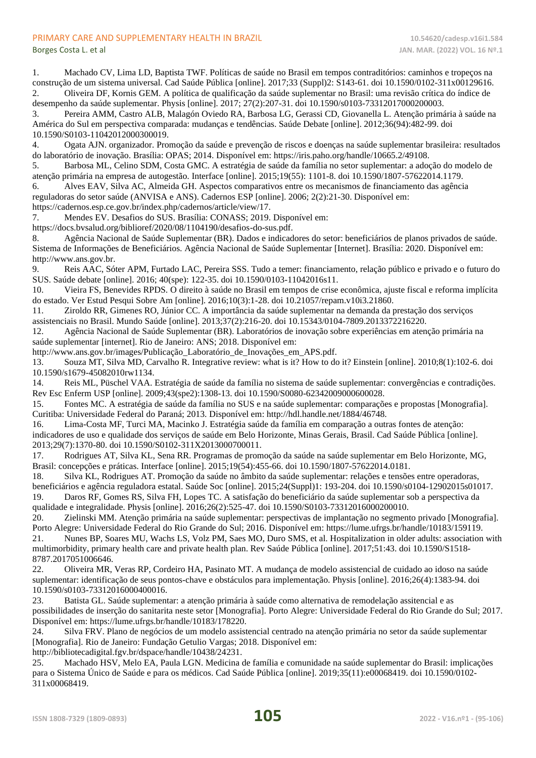1. Machado CV, Lima LD, Baptista TWF. Políticas de saúde no Brasil em tempos contraditórios: caminhos e tropeços na construção de um sistema universal. Cad Saúde Pública [online]. 2017;33 (Suppl)2: S143-61. doi 10.1590/0102-311x00129616.
2. Oliveira DF, Kornis GEM. A política de qualificação da saúde suplementar no Brasil: uma revisão crítica do índice de desempenho da saúde suplementar. Physis [online]. 2017; 27(2):207-31. doi 10.1590/s0103-73312017000200003.
3. Pereira AMM, Castro ALB, Malagón Oviedo RA, Barbosa LG, Gerassi CD, Giovanella L. Atenção primária à saúde na América do Sul em perspectiva comparada: mudanças e tendências. Saúde Debate [online]. 2012;36(94):482-99. doi 10.1590/S0103-11042012000300019.
4. Ogata AJN. organizador. Promoção da saúde e prevenção de riscos e doenças na saúde suplementar brasileira: resultados do laboratório de inovação. Brasília: OPAS; 2014. Disponível em: https://iris.paho.org/handle/10665.2/49108.
5. Barbosa ML, Celino SDM, Costa GMC. A estratégia de saúde da família no setor suplementar: a adoção do modelo de atenção primária na empresa de autogestão. Interface [online]. 2015;19(55): 1101-8. doi 10.1590/1807-57622014.1179.
6. Alves EAV, Silva AC, Almeida GH. Aspectos comparativos entre os mecanismos de financiamento das agência reguladoras do setor saúde (ANVISA e ANS). Cadernos ESP [online]. 2006; 2(2):21-30. Disponível em: https://cadernos.esp.ce.gov.br/index.php/cadernos/article/view/17.
7. Mendes EV. Desafios do SUS. Brasília: CONASS; 2019. Disponível em: https://docs.bvsalud.org/biblioref/2020/08/1104190/desafios-do-sus.pdf.
8. Agência Nacional de Saúde Suplementar (BR). Dados e indicadores do setor: beneficiários de planos privados de saúde. Sistema de Informações de Beneficiários. Agência Nacional de Saúde Suplementar [Internet]. Brasília: 2020. Disponível em: http://www.ans.gov.br.
9. Reis AAC, Sóter APM, Furtado LAC, Pereira SSS. Tudo a temer: financiamento, relação público e privado e o futuro do SUS. Saúde debate [online]. 2016; 40(spe): 122-35. doi 10.1590/0103-11042016s11.
10. Vieira FS, Benevides RPDS. O direito à saúde no Brasil em tempos de crise econômica, ajuste fiscal e reforma implícita do estado. Ver Estud Pesqui Sobre Am [online]. 2016;10(3):1-28. doi 10.21057/repam.v10i3.21860.
11. Ziroldo RR, Gimenes RO, Júnior CC. A importância da saúde suplementar na demanda da prestação dos serviços assistenciais no Brasil. Mundo Saúde [online]. 2013;37(2):216-20. doi 10.15343/0104-7809.2013372216220.
12. Agência Nacional de Saúde Suplementar (BR). Laboratórios de inovação sobre experiências em atenção primária na saúde suplementar [internet]. Rio de Janeiro: ANS; 2018. Disponível em: http://www.ans.gov.br/images/Publicação_Laboratório_de_Inovações_em_APS.pdf.
13. Souza MT, Silva MD, Carvalho R. Integrative review: what is it? How to do it? Einstein [online]. 2010;8(1):102-6. doi 10.1590/s1679-45082010rw1134.
14. Reis ML, Püschel VAA. Estratégia de saúde da família no sistema de saúde suplementar: convergências e contradições. Rev Esc Enferm USP [online]. 2009;43(spe2):1308-13. doi 10.1590/S0080-62342009000600028.
15. Fontes MC. A estratégia de saúde da família no SUS e na saúde suplementar: comparações e propostas [Monografia]. Curitiba: Universidade Federal do Paraná; 2013. Disponível em: http://hdl.handle.net/1884/46748.
16. Lima-Costa MF, Turci MA, Macinko J. Estratégia saúde da família em comparação a outras fontes de atenção: indicadores de uso e qualidade dos serviços de saúde em Belo Horizonte, Minas Gerais, Brasil. Cad Saúde Pública [online]. 2013;29(7):1370-80. doi 10.1590/S0102-311X2013000700011.
17. Rodrigues AT, Silva KL, Sena RR. Programas de promoção da saúde na saúde suplementar em Belo Horizonte, MG, Brasil: concepções e práticas. Interface [online]. 2015;19(54):455-66. doi 10.1590/1807-57622014.0181.
18. Silva KL, Rodrigues AT. Promoção da saúde no âmbito da saúde suplementar: relações e tensões entre operadoras, beneficiários e agência reguladora estatal. Saúde Soc [online]. 2015;24(Suppl)1: 193-204. doi 10.1590/s0104-12902015s01017.
19. Daros RF, Gomes RS, Silva FH, Lopes TC. A satisfação do beneficiário da saúde suplementar sob a perspectiva da qualidade e integralidade. Physis [online]. 2016;26(2):525-47. doi 10.1590/S0103-73312016000200010.
20. Zielinski MM. Atenção primária na saúde suplementar: perspectivas de implantação no segmento privado [Monografia]. Porto Alegre: Universidade Federal do Rio Grande do Sul; 2016. Disponível em: https://lume.ufrgs.br/handle/10183/159119.
21. Nunes BP, Soares MU, Wachs LS, Volz PM, Saes MO, Duro SMS, et al. Hospitalization in older adults: association with multimorbidity, primary health care and private health plan. Rev Saúde Pública [online]. 2017;51:43. doi 10.1590/S1518-8787.2017051006646.
22. Oliveira MR, Veras RP, Cordeiro HA, Pasinato MT. A mudança de modelo assistencial de cuidado ao idoso na saúde suplementar: identificação de seus pontos-chave e obstáculos para implementação. Physis [online]. 2016;26(4):1383-94. doi 10.1590/s0103-73312016000400016.
23. Batista GL. Saúde suplementar: a atenção primária à saúde como alternativa de remodelação assitencial e as possibilidades de inserção do sanitarita neste setor [Monografia]. Porto Alegre: Universidade Federal do Rio Grande do Sul; 2017. Disponível em: https://lume.ufrgs.br/handle/10183/178220.
24. Silva FRV. Plano de negócios de um modelo assistencial centrado na atenção primária no setor da saúde suplementar [Monografia]. Rio de Janeiro: Fundação Getulio Vargas; 2018. Disponível em: http://bibliotecadigital.fgv.br/dspace/handle/10438/24231.
25. Machado HSV, Melo EA, Paula LGN. Medicina de família e comunidade na saúde suplementar do Brasil: implicações para o Sistema Único de Saúde e para os médicos. Cad Saúde Pública [online]. 2019;35(11):e00068419. doi 10.1590/0102-311x00068419.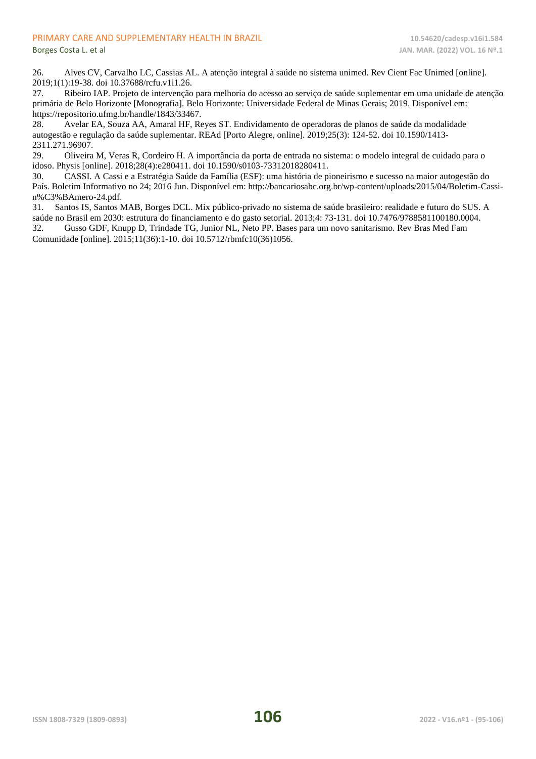26. Alves CV, Carvalho LC, Cassias AL. A atenção integral à saúde no sistema unimed. Rev Cient Fac Unimed [online]. 2019;1(1):19-38. doi 10.37688/rcfu.v1i1.26.

27. Ribeiro IAP. Projeto de intervenção para melhoria do acesso ao serviço de saúde suplementar em uma unidade de atenção primária de Belo Horizonte [Monografia]. Belo Horizonte: Universidade Federal de Minas Gerais; 2019. Disponível em: https://repositorio.ufmg.br/handle/1843/33467.

28. Avelar EA, Souza AA, Amaral HF, Reyes ST. Endividamento de operadoras de planos de saúde da modalidade autogestão e regulação da saúde suplementar. REAd [Porto Alegre, online]. 2019;25(3): 124-52. doi 10.1590/1413-2311.271.96907.

29. Oliveira M, Veras R, Cordeiro H. A importância da porta de entrada no sistema: o modelo integral de cuidado para o idoso. Physis [online]. 2018;28(4):e280411. doi 10.1590/s0103-73312018280411.

30. CASSI. A Cassi e a Estratégia Saúde da Família (ESF): uma história de pioneirismo e sucesso na maior autogestão do País. Boletim Informativo no 24; 2016 Jun. Disponível em: http://bancariosabc.org.br/wp-content/uploads/2015/04/Boletim-Cassi-n%C3%BAmero-24.pdf.

31. Santos IS, Santos MAB, Borges DCL. Mix público-privado no sistema de saúde brasileiro: realidade e futuro do SUS. A saúde no Brasil em 2030: estrutura do financiamento e do gasto setorial. 2013;4: 73-131. doi 10.7476/9788581100180.0004.

32. Gusso GDF, Knupp D, Trindade TG, Junior NL, Neto PP. Bases para um novo sanitarismo. Rev Bras Med Fam Comunidade [online]. 2015;11(36):1-10. doi 10.5712/rbmfc10(36)1056.